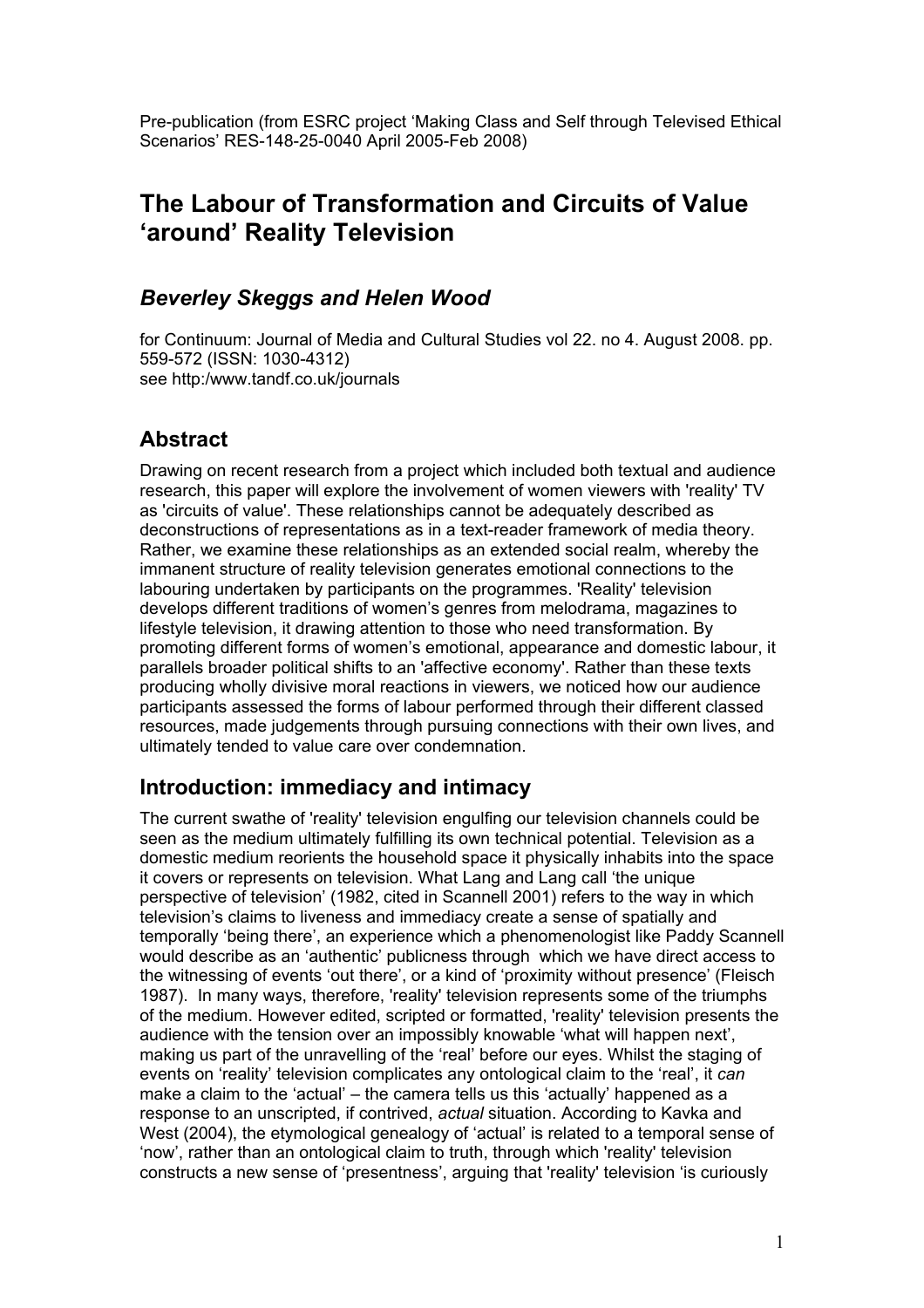Pre-publication (from ESRC project 'Making Class and Self through Televised Ethical Scenarios' RES-148-25-0040 April 2005-Feb 2008)

# The Labour of Transformation and Circuits of Value 'around' Reality Television

### *Beverley Skeggs and Helen Wood*

for Continuum: Journal of Media and Cultural Studies vol 22. no 4. August 2008. pp. 559-572 (ISSN: 1030-4312)
see http:/www.tandf.co.uk/journals

## Abstract

Drawing on recent research from a project which included both textual and audience research, this paper will explore the involvement of women viewers with 'reality' TV as 'circuits of value'. These relationships cannot be adequately described as deconstructions of representations as in a text-reader framework of media theory. Rather, we examine these relationships as an extended social realm, whereby the immanent structure of reality television generates emotional connections to the labouring undertaken by participants on the programmes. 'Reality' television develops different traditions of women's genres from melodrama, magazines to lifestyle television, it drawing attention to those who need transformation. By promoting different forms of women's emotional, appearance and domestic labour, it parallels broader political shifts to an 'affective economy'. Rather than these texts producing wholly divisive moral reactions in viewers, we noticed how our audience participants assessed the forms of labour performed through their different classed resources, made judgements through pursuing connections with their own lives, and ultimately tended to value care over condemnation.

## Introduction: immediacy and intimacy

The current swathe of 'reality' television engulfing our television channels could be seen as the medium ultimately fulfilling its own technical potential. Television as a domestic medium reorients the household space it physically inhabits into the space it covers or represents on television. What Lang and Lang call 'the unique perspective of television' (1982, cited in Scannell 2001) refers to the way in which television's claims to liveness and immediacy create a sense of spatially and temporally 'being there', an experience which a phenomenologist like Paddy Scannell would describe as an 'authentic' publicness through which we have direct access to the witnessing of events 'out there', or a kind of 'proximity without presence' (Fleisch 1987). In many ways, therefore, 'reality' television represents some of the triumphs of the medium. However edited, scripted or formatted, 'reality' television presents the audience with the tension over an impossibly knowable 'what will happen next', making us part of the unravelling of the 'real' before our eyes. Whilst the staging of events on 'reality' television complicates any ontological claim to the 'real', it *can* make a claim to the 'actual' – the camera tells us this 'actually' happened as a response to an unscripted, if contrived, *actual* situation. According to Kavka and West (2004), the etymological genealogy of 'actual' is related to a temporal sense of 'now', rather than an ontological claim to truth, through which 'reality' television constructs a new sense of 'presentness', arguing that 'reality' television 'is curiously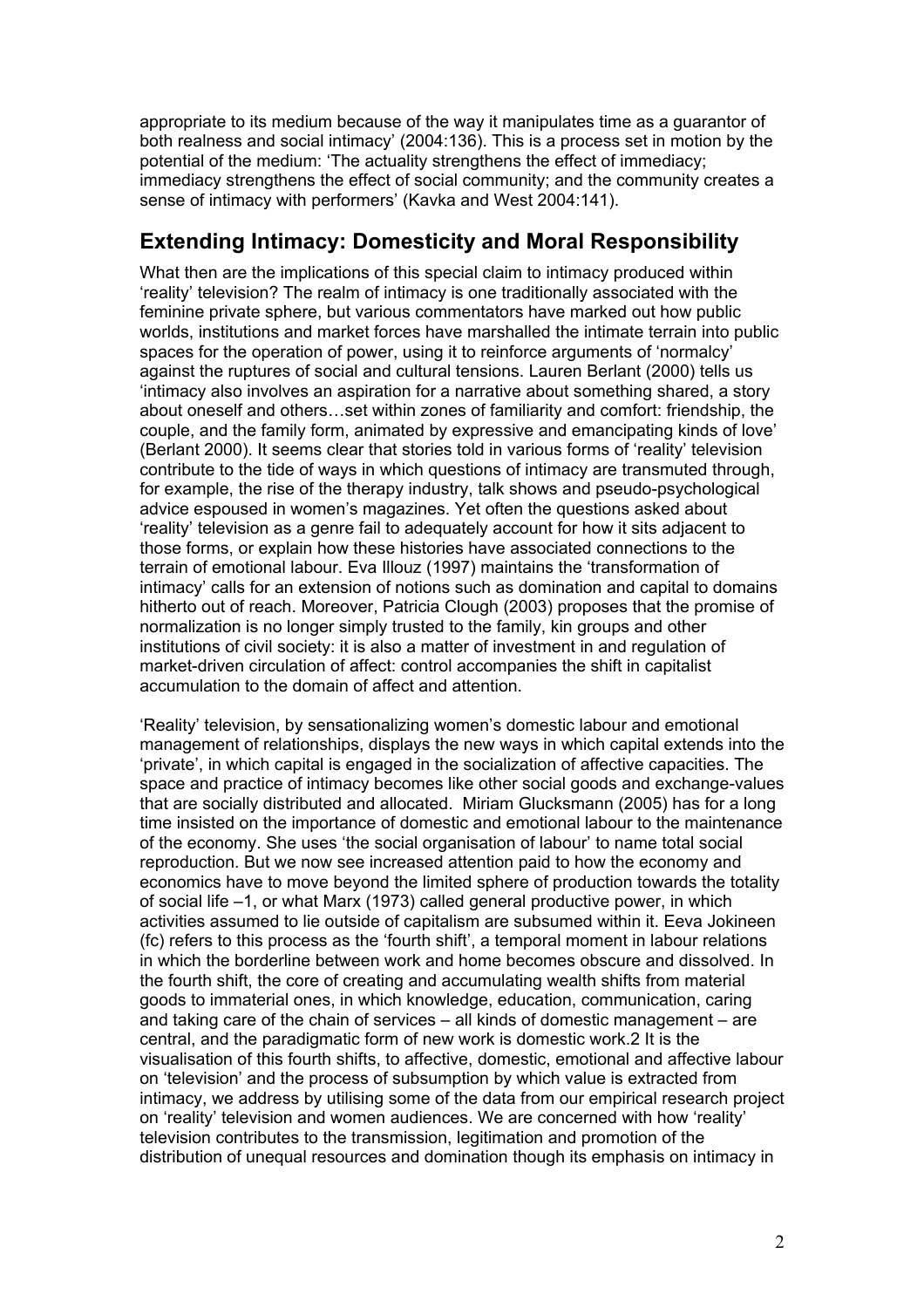appropriate to its medium because of the way it manipulates time as a guarantor of both realness and social intimacy' (2004:136). This is a process set in motion by the potential of the medium: 'The actuality strengthens the effect of immediacy; immediacy strengthens the effect of social community; and the community creates a sense of intimacy with performers' (Kavka and West 2004:141).

## Extending Intimacy: Domesticity and Moral Responsibility

What then are the implications of this special claim to intimacy produced within 'reality' television? The realm of intimacy is one traditionally associated with the feminine private sphere, but various commentators have marked out how public worlds, institutions and market forces have marshalled the intimate terrain into public spaces for the operation of power, using it to reinforce arguments of 'normalcy' against the ruptures of social and cultural tensions. Lauren Berlant (2000) tells us 'intimacy also involves an aspiration for a narrative about something shared, a story about oneself and others…set within zones of familiarity and comfort: friendship, the couple, and the family form, animated by expressive and emancipating kinds of love' (Berlant 2000). It seems clear that stories told in various forms of 'reality' television contribute to the tide of ways in which questions of intimacy are transmuted through, for example, the rise of the therapy industry, talk shows and pseudo-psychological advice espoused in women's magazines. Yet often the questions asked about 'reality' television as a genre fail to adequately account for how it sits adjacent to those forms, or explain how these histories have associated connections to the terrain of emotional labour. Eva Illouz (1997) maintains the 'transformation of intimacy' calls for an extension of notions such as domination and capital to domains hitherto out of reach. Moreover, Patricia Clough (2003) proposes that the promise of normalization is no longer simply trusted to the family, kin groups and other institutions of civil society: it is also a matter of investment in and regulation of market-driven circulation of affect: control accompanies the shift in capitalist accumulation to the domain of affect and attention.

'Reality' television, by sensationalizing women's domestic labour and emotional management of relationships, displays the new ways in which capital extends into the 'private', in which capital is engaged in the socialization of affective capacities. The space and practice of intimacy becomes like other social goods and exchange-values that are socially distributed and allocated. Miriam Glucksmann (2005) has for a long time insisted on the importance of domestic and emotional labour to the maintenance of the economy. She uses 'the social organisation of labour' to name total social reproduction. But we now see increased attention paid to how the economy and economics have to move beyond the limited sphere of production towards the totality of social life –1, or what Marx (1973) called general productive power, in which activities assumed to lie outside of capitalism are subsumed within it. Eeva Jokineen (fc) refers to this process as the 'fourth shift', a temporal moment in labour relations in which the borderline between work and home becomes obscure and dissolved. In the fourth shift, the core of creating and accumulating wealth shifts from material goods to immaterial ones, in which knowledge, education, communication, caring and taking care of the chain of services – all kinds of domestic management – are central, and the paradigmatic form of new work is domestic work.2 It is the visualisation of this fourth shifts, to affective, domestic, emotional and affective labour on 'television' and the process of subsumption by which value is extracted from intimacy, we address by utilising some of the data from our empirical research project on 'reality' television and women audiences. We are concerned with how 'reality' television contributes to the transmission, legitimation and promotion of the distribution of unequal resources and domination though its emphasis on intimacy in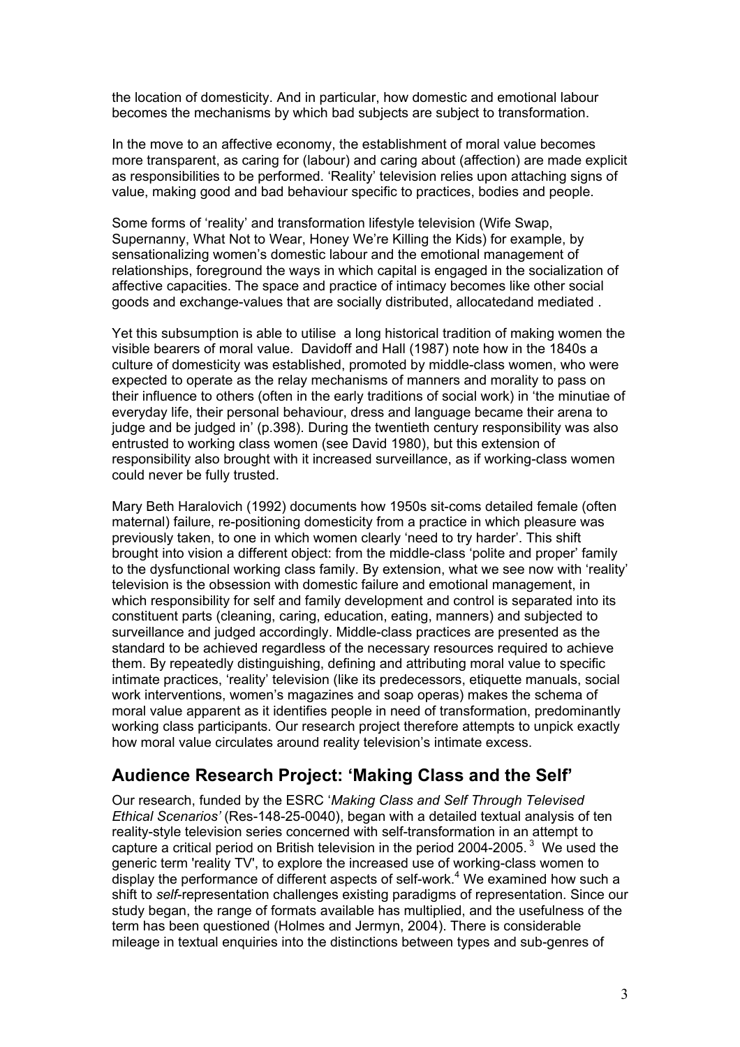the location of domesticity. And in particular, how domestic and emotional labour becomes the mechanisms by which bad subjects are subject to transformation.

In the move to an affective economy, the establishment of moral value becomes more transparent, as caring for (labour) and caring about (affection) are made explicit as responsibilities to be performed. 'Reality' television relies upon attaching signs of value, making good and bad behaviour specific to practices, bodies and people.

Some forms of 'reality' and transformation lifestyle television (Wife Swap, Supernanny, What Not to Wear, Honey We're Killing the Kids) for example, by sensationalizing women's domestic labour and the emotional management of relationships, foreground the ways in which capital is engaged in the socialization of affective capacities. The space and practice of intimacy becomes like other social goods and exchange-values that are socially distributed, allocatedand mediated .

Yet this subsumption is able to utilise a long historical tradition of making women the visible bearers of moral value. Davidoff and Hall (1987) note how in the 1840s a culture of domesticity was established, promoted by middle-class women, who were expected to operate as the relay mechanisms of manners and morality to pass on their influence to others (often in the early traditions of social work) in 'the minutiae of everyday life, their personal behaviour, dress and language became their arena to judge and be judged in' (p.398). During the twentieth century responsibility was also entrusted to working class women (see David 1980), but this extension of responsibility also brought with it increased surveillance, as if working-class women could never be fully trusted.

Mary Beth Haralovich (1992) documents how 1950s sit-coms detailed female (often maternal) failure, re-positioning domesticity from a practice in which pleasure was previously taken, to one in which women clearly 'need to try harder'. This shift brought into vision a different object: from the middle-class 'polite and proper' family to the dysfunctional working class family. By extension, what we see now with 'reality' television is the obsession with domestic failure and emotional management, in which responsibility for self and family development and control is separated into its constituent parts (cleaning, caring, education, eating, manners) and subjected to surveillance and judged accordingly. Middle-class practices are presented as the standard to be achieved regardless of the necessary resources required to achieve them. By repeatedly distinguishing, defining and attributing moral value to specific intimate practices, 'reality' television (like its predecessors, etiquette manuals, social work interventions, women's magazines and soap operas) makes the schema of moral value apparent as it identifies people in need of transformation, predominantly working class participants. Our research project therefore attempts to unpick exactly how moral value circulates around reality television's intimate excess.

## Audience Research Project: 'Making Class and the Self'

Our research, funded by the ESRC '*Making Class and Self Through Televised Ethical Scenarios'* (Res-148-25-0040), began with a detailed textual analysis of ten reality-style television series concerned with self-transformation in an attempt to capture a critical period on British television in the period 2004-2005. [3] We used the generic term 'reality TV', to explore the increased use of working-class women to display the performance of different aspects of self-work.[4] We examined how such a shift to *self*-representation challenges existing paradigms of representation. Since our study began, the range of formats available has multiplied, and the usefulness of the term has been questioned (Holmes and Jermyn, 2004). There is considerable mileage in textual enquiries into the distinctions between types and sub-genres of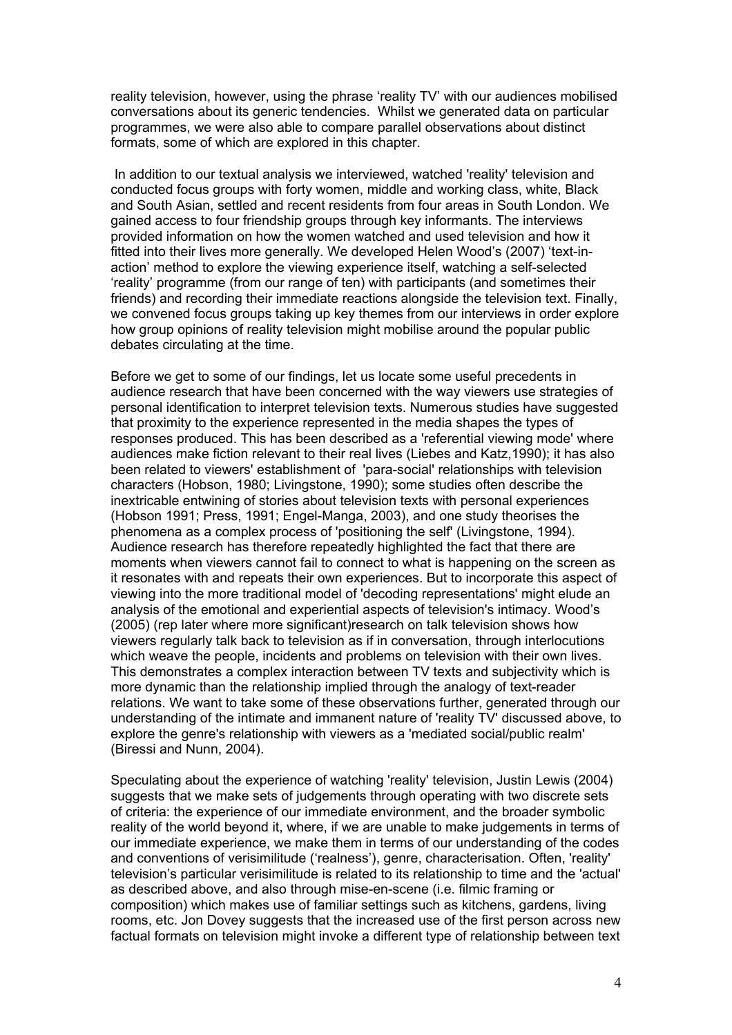reality television, however, using the phrase 'reality TV' with our audiences mobilised conversations about its generic tendencies. Whilst we generated data on particular programmes, we were also able to compare parallel observations about distinct formats, some of which are explored in this chapter.

In addition to our textual analysis we interviewed, watched 'reality' television and conducted focus groups with forty women, middle and working class, white, Black and South Asian, settled and recent residents from four areas in South London. We gained access to four friendship groups through key informants. The interviews provided information on how the women watched and used television and how it fitted into their lives more generally. We developed Helen Wood's (2007) 'text-in-action' method to explore the viewing experience itself, watching a self-selected 'reality' programme (from our range of ten) with participants (and sometimes their friends) and recording their immediate reactions alongside the television text. Finally, we convened focus groups taking up key themes from our interviews in order explore how group opinions of reality television might mobilise around the popular public debates circulating at the time.

Before we get to some of our findings, let us locate some useful precedents in audience research that have been concerned with the way viewers use strategies of personal identification to interpret television texts. Numerous studies have suggested that proximity to the experience represented in the media shapes the types of responses produced. This has been described as a 'referential viewing mode' where audiences make fiction relevant to their real lives (Liebes and Katz,1990); it has also been related to viewers' establishment of 'para-social' relationships with television characters (Hobson, 1980; Livingstone, 1990); some studies often describe the inextricable entwining of stories about television texts with personal experiences (Hobson 1991; Press, 1991; Engel-Manga, 2003), and one study theorises the phenomena as a complex process of 'positioning the self' (Livingstone, 1994). Audience research has therefore repeatedly highlighted the fact that there are moments when viewers cannot fail to connect to what is happening on the screen as it resonates with and repeats their own experiences. But to incorporate this aspect of viewing into the more traditional model of 'decoding representations' might elude an analysis of the emotional and experiential aspects of television's intimacy. Wood's (2005) (rep later where more significant)research on talk television shows how viewers regularly talk back to television as if in conversation, through interlocutions which weave the people, incidents and problems on television with their own lives. This demonstrates a complex interaction between TV texts and subjectivity which is more dynamic than the relationship implied through the analogy of text-reader relations. We want to take some of these observations further, generated through our understanding of the intimate and immanent nature of 'reality TV' discussed above, to explore the genre's relationship with viewers as a 'mediated social/public realm' (Biressi and Nunn, 2004).

Speculating about the experience of watching 'reality' television, Justin Lewis (2004) suggests that we make sets of judgements through operating with two discrete sets of criteria: the experience of our immediate environment, and the broader symbolic reality of the world beyond it, where, if we are unable to make judgements in terms of our immediate experience, we make them in terms of our understanding of the codes and conventions of verisimilitude ('realness'), genre, characterisation. Often, 'reality' television's particular verisimilitude is related to its relationship to time and the 'actual' as described above, and also through mise-en-scene (i.e. filmic framing or composition) which makes use of familiar settings such as kitchens, gardens, living rooms, etc. Jon Dovey suggests that the increased use of the first person across new factual formats on television might invoke a different type of relationship between text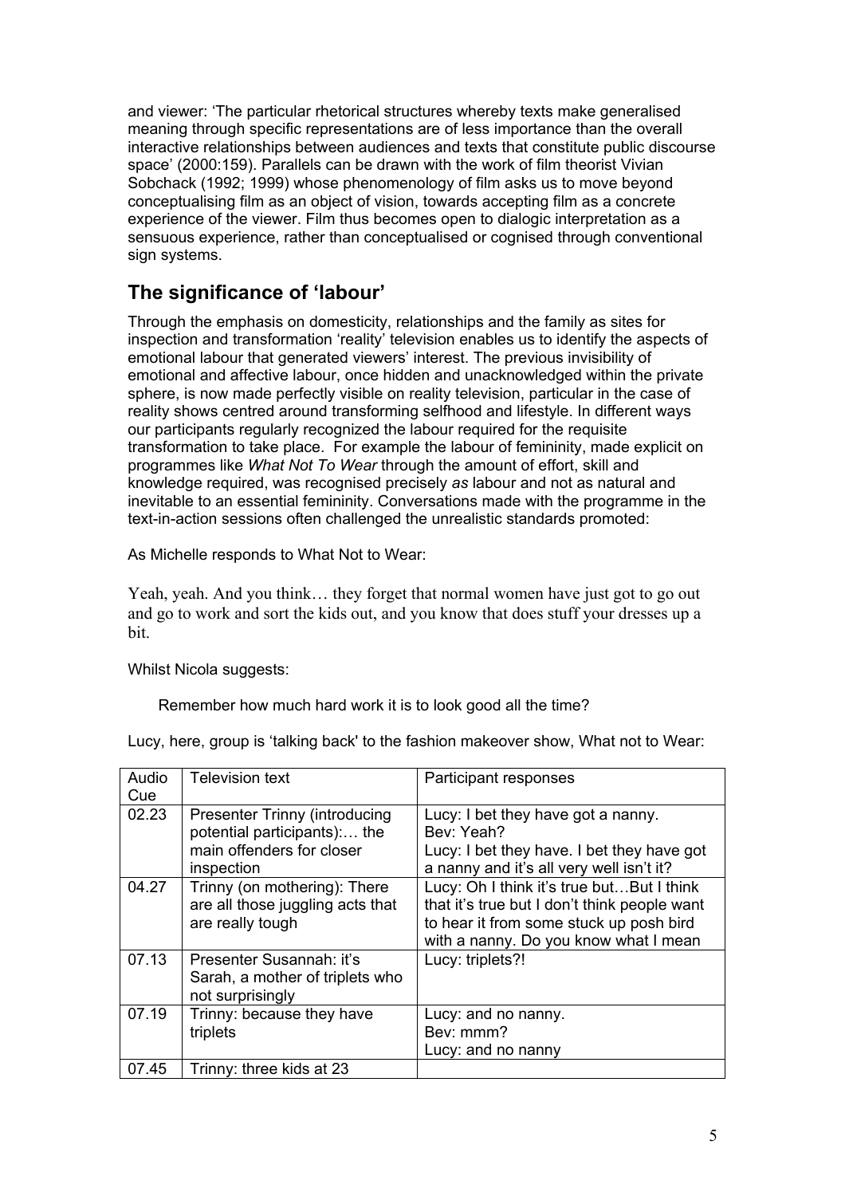and viewer: 'The particular rhetorical structures whereby texts make generalised meaning through specific representations are of less importance than the overall interactive relationships between audiences and texts that constitute public discourse space' (2000:159). Parallels can be drawn with the work of film theorist Vivian Sobchack (1992; 1999) whose phenomenology of film asks us to move beyond conceptualising film as an object of vision, towards accepting film as a concrete experience of the viewer. Film thus becomes open to dialogic interpretation as a sensuous experience, rather than conceptualised or cognised through conventional sign systems.

## The significance of 'labour'

Through the emphasis on domesticity, relationships and the family as sites for inspection and transformation 'reality' television enables us to identify the aspects of emotional labour that generated viewers' interest. The previous invisibility of emotional and affective labour, once hidden and unacknowledged within the private sphere, is now made perfectly visible on reality television, particular in the case of reality shows centred around transforming selfhood and lifestyle. In different ways our participants regularly recognized the labour required for the requisite transformation to take place. For example the labour of femininity, made explicit on programmes like *What Not To Wear* through the amount of effort, skill and knowledge required, was recognised precisely *as* labour and not as natural and inevitable to an essential femininity. Conversations made with the programme in the text-in-action sessions often challenged the unrealistic standards promoted:

As Michelle responds to What Not to Wear:

Yeah, yeah. And you think… they forget that normal women have just got to go out and go to work and sort the kids out, and you know that does stuff your dresses up a bit.

Whilst Nicola suggests:

> Remember how much hard work it is to look good all the time?

Lucy, here, group is 'talking back' to the fashion makeover show, What not to Wear:

| Audio Cue | Television text | Participant responses |
|---|---|---|
| 02.23 | Presenter Trinny (introducing potential participants):… the main offenders for closer inspection | Lucy: I bet they have got a nanny.<br>Bev: Yeah?<br>Lucy: I bet they have. I bet they have got a nanny and it's all very well isn't it? |
| 04.27 | Trinny (on mothering): There are all those juggling acts that are really tough | Lucy: Oh I think it's true but…But I think that it's true but I don't think people want to hear it from some stuck up posh bird with a nanny. Do you know what I mean |
| 07.13 | Presenter Susannah: it's Sarah, a mother of triplets who not surprisingly | Lucy: triplets?! |
| 07.19 | Trinny: because they have triplets | Lucy: and no nanny.<br>Bev: mmm?<br>Lucy: and no nanny |
| 07.45 | Trinny: three kids at 23 | |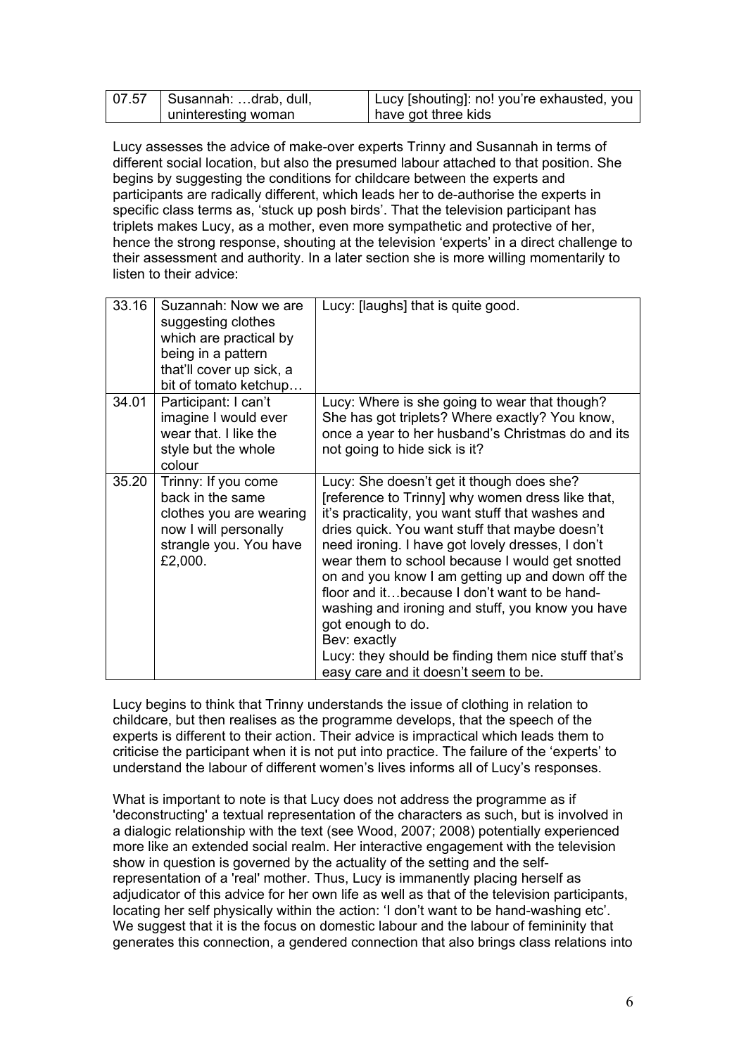| | | |
|---|---|---|
| 07.57 | Susannah: …drab, dull, uninteresting woman | Lucy [shouting]: no! you're exhausted, you have got three kids |

Lucy assesses the advice of make-over experts Trinny and Susannah in terms of different social location, but also the presumed labour attached to that position. She begins by suggesting the conditions for childcare between the experts and participants are radically different, which leads her to de-authorise the experts in specific class terms as, 'stuck up posh birds'. That the television participant has triplets makes Lucy, as a mother, even more sympathetic and protective of her, hence the strong response, shouting at the television 'experts' in a direct challenge to their assessment and authority. In a later section she is more willing momentarily to listen to their advice:

| | | |
|---|---|---|
| 33.16 | Suzannah: Now we are suggesting clothes which are practical by being in a pattern that'll cover up sick, a bit of tomato ketchup… | Lucy: [laughs] that is quite good. |
| 34.01 | Participant: I can't imagine I would ever wear that. I like the style but the whole colour | Lucy: Where is she going to wear that though? She has got triplets? Where exactly? You know, once a year to her husband's Christmas do and its not going to hide sick is it? |
| 35.20 | Trinny: If you come back in the same clothes you are wearing now I will personally strangle you. You have £2,000. | Lucy: She doesn't get it though does she? [reference to Trinny] why women dress like that, it's practicality, you want stuff that washes and dries quick. You want stuff that maybe doesn't need ironing. I have got lovely dresses, I don't wear them to school because I would get snotted on and you know I am getting up and down off the floor and it…because I don't want to be hand-washing and ironing and stuff, you know you have got enough to do.<br>Bev: exactly<br>Lucy: they should be finding them nice stuff that's easy care and it doesn't seem to be. |

Lucy begins to think that Trinny understands the issue of clothing in relation to childcare, but then realises as the programme develops, that the speech of the experts is different to their action. Their advice is impractical which leads them to criticise the participant when it is not put into practice. The failure of the 'experts' to understand the labour of different women's lives informs all of Lucy's responses.

What is important to note is that Lucy does not address the programme as if 'deconstructing' a textual representation of the characters as such, but is involved in a dialogic relationship with the text (see Wood, 2007; 2008) potentially experienced more like an extended social realm. Her interactive engagement with the television show in question is governed by the actuality of the setting and the self-representation of a 'real' mother. Thus, Lucy is immanently placing herself as adjudicator of this advice for her own life as well as that of the television participants, locating her self physically within the action: 'I don't want to be hand-washing etc'. We suggest that it is the focus on domestic labour and the labour of femininity that generates this connection, a gendered connection that also brings class relations into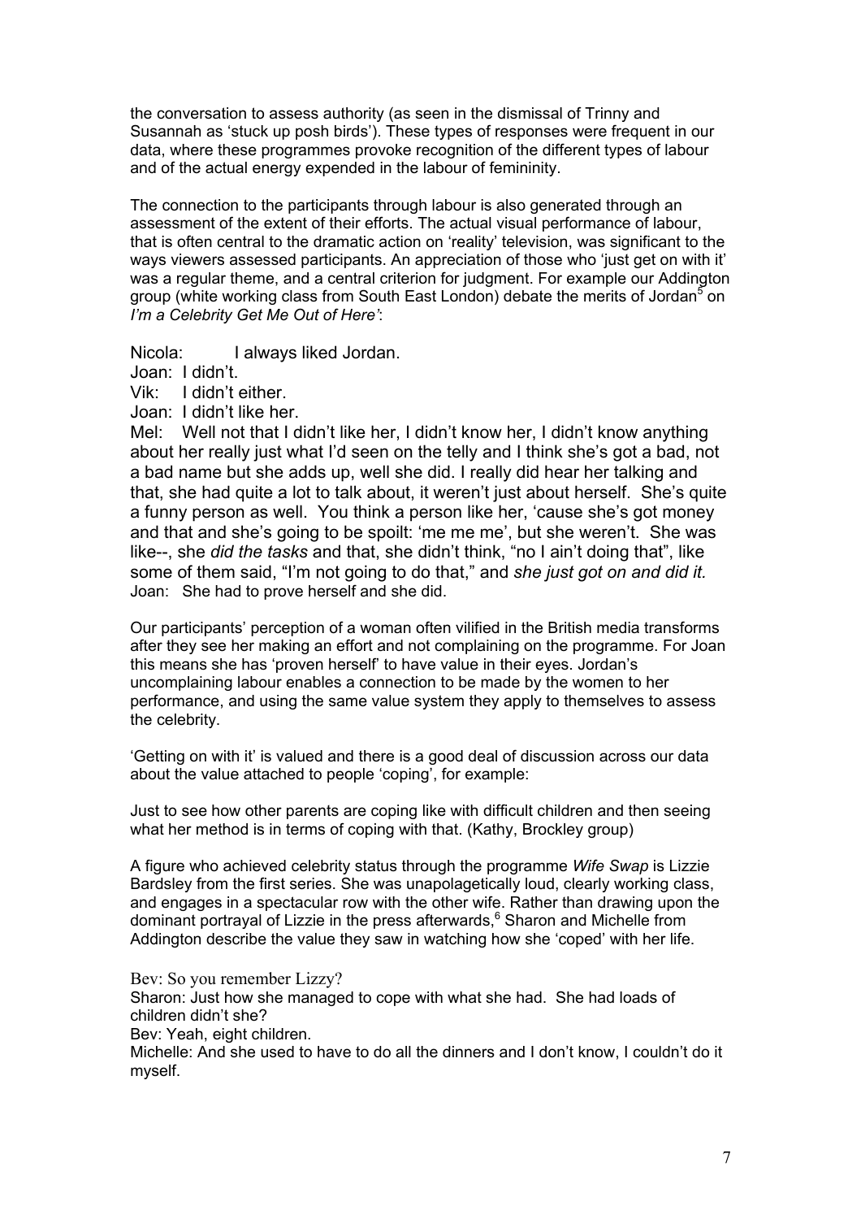the conversation to assess authority (as seen in the dismissal of Trinny and Susannah as 'stuck up posh birds'). These types of responses were frequent in our data, where these programmes provoke recognition of the different types of labour and of the actual energy expended in the labour of femininity.

The connection to the participants through labour is also generated through an assessment of the extent of their efforts. The actual visual performance of labour, that is often central to the dramatic action on 'reality' television, was significant to the ways viewers assessed participants. An appreciation of those who 'just get on with it' was a regular theme, and a central criterion for judgment. For example our Addington group (white working class from South East London) debate the merits of Jordan[5] on *I'm a Celebrity Get Me Out of Here'*:

Nicola: I always liked Jordan.
Joan: I didn't.
Vik: I didn't either.
Joan: I didn't like her.
Mel: Well not that I didn't like her, I didn't know her, I didn't know anything about her really just what I'd seen on the telly and I think she's got a bad, not a bad name but she adds up, well she did. I really did hear her talking and that, she had quite a lot to talk about, it weren't just about herself. She's quite a funny person as well. You think a person like her, 'cause she's got money and that and she's going to be spoilt: 'me me me', but she weren't. She was like--, she *did the tasks* and that, she didn't think, "no I ain't doing that", like some of them said, "I'm not going to do that," and *she just got on and did it.*
Joan: She had to prove herself and she did.

Our participants' perception of a woman often vilified in the British media transforms after they see her making an effort and not complaining on the programme. For Joan this means she has 'proven herself' to have value in their eyes. Jordan's uncomplaining labour enables a connection to be made by the women to her performance, and using the same value system they apply to themselves to assess the celebrity.

'Getting on with it' is valued and there is a good deal of discussion across our data about the value attached to people 'coping', for example:

Just to see how other parents are coping like with difficult children and then seeing what her method is in terms of coping with that. (Kathy, Brockley group)

A figure who achieved celebrity status through the programme *Wife Swap* is Lizzie Bardsley from the first series. She was unapolagetically loud, clearly working class, and engages in a spectacular row with the other wife. Rather than drawing upon the dominant portrayal of Lizzie in the press afterwards,[6] Sharon and Michelle from Addington describe the value they saw in watching how she 'coped' with her life.

Bev: So you remember Lizzy?
Sharon: Just how she managed to cope with what she had. She had loads of children didn't she?
Bev: Yeah, eight children.
Michelle: And she used to have to do all the dinners and I don't know, I couldn't do it myself.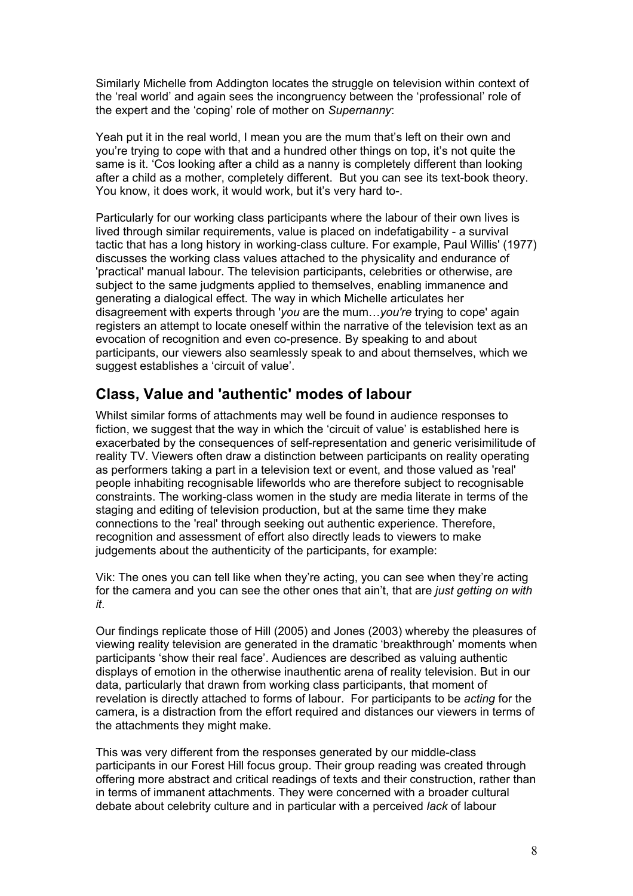Similarly Michelle from Addington locates the struggle on television within context of the 'real world' and again sees the incongruency between the 'professional' role of the expert and the 'coping' role of mother on *Supernanny*:

Yeah put it in the real world, I mean you are the mum that's left on their own and you're trying to cope with that and a hundred other things on top, it's not quite the same is it. 'Cos looking after a child as a nanny is completely different than looking after a child as a mother, completely different. But you can see its text-book theory. You know, it does work, it would work, but it's very hard to-.

Particularly for our working class participants where the labour of their own lives is lived through similar requirements, value is placed on indefatigability - a survival tactic that has a long history in working-class culture. For example, Paul Willis' (1977) discusses the working class values attached to the physicality and endurance of 'practical' manual labour. The television participants, celebrities or otherwise, are subject to the same judgments applied to themselves, enabling immanence and generating a dialogical effect. The way in which Michelle articulates her disagreement with experts through '*you* are the mum…*you're* trying to cope' again registers an attempt to locate oneself within the narrative of the television text as an evocation of recognition and even co-presence. By speaking to and about participants, our viewers also seamlessly speak to and about themselves, which we suggest establishes a 'circuit of value'.

## Class, Value and 'authentic' modes of labour

Whilst similar forms of attachments may well be found in audience responses to fiction, we suggest that the way in which the 'circuit of value' is established here is exacerbated by the consequences of self-representation and generic verisimilitude of reality TV. Viewers often draw a distinction between participants on reality operating as performers taking a part in a television text or event, and those valued as 'real' people inhabiting recognisable lifeworlds who are therefore subject to recognisable constraints. The working-class women in the study are media literate in terms of the staging and editing of television production, but at the same time they make connections to the 'real' through seeking out authentic experience. Therefore, recognition and assessment of effort also directly leads to viewers to make judgements about the authenticity of the participants, for example:

Vik: The ones you can tell like when they're acting, you can see when they're acting for the camera and you can see the other ones that ain't, that are *just getting on with it*.

Our findings replicate those of Hill (2005) and Jones (2003) whereby the pleasures of viewing reality television are generated in the dramatic 'breakthrough' moments when participants 'show their real face'. Audiences are described as valuing authentic displays of emotion in the otherwise inauthentic arena of reality television. But in our data, particularly that drawn from working class participants, that moment of revelation is directly attached to forms of labour. For participants to be *acting* for the camera, is a distraction from the effort required and distances our viewers in terms of the attachments they might make.

This was very different from the responses generated by our middle-class participants in our Forest Hill focus group. Their group reading was created through offering more abstract and critical readings of texts and their construction, rather than in terms of immanent attachments. They were concerned with a broader cultural debate about celebrity culture and in particular with a perceived *lack* of labour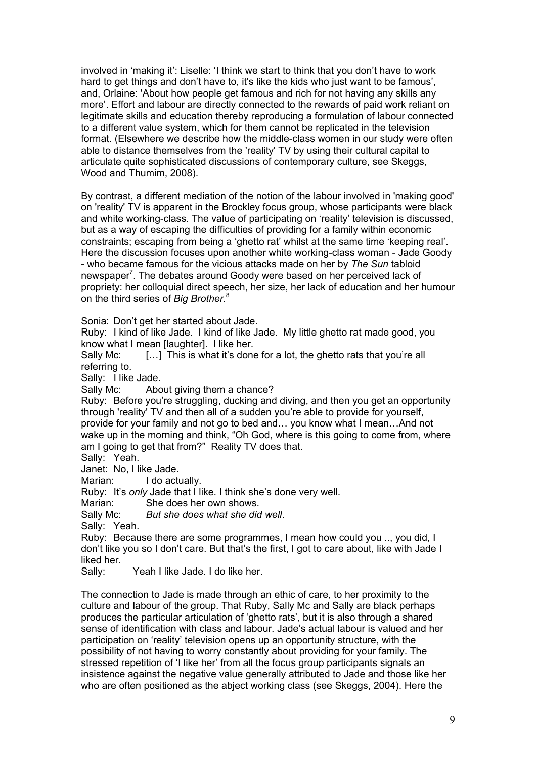involved in 'making it': Liselle: 'I think we start to think that you don't have to work hard to get things and don't have to, it's like the kids who just want to be famous', and, Orlaine: 'About how people get famous and rich for not having any skills any more'. Effort and labour are directly connected to the rewards of paid work reliant on legitimate skills and education thereby reproducing a formulation of labour connected to a different value system, which for them cannot be replicated in the television format. (Elsewhere we describe how the middle-class women in our study were often able to distance themselves from the 'reality' TV by using their cultural capital to articulate quite sophisticated discussions of contemporary culture, see Skeggs, Wood and Thumim, 2008).

By contrast, a different mediation of the notion of the labour involved in 'making good' on 'reality' TV is apparent in the Brockley focus group, whose participants were black and white working-class. The value of participating on 'reality' television is discussed, but as a way of escaping the difficulties of providing for a family within economic constraints; escaping from being a 'ghetto rat' whilst at the same time 'keeping real'. Here the discussion focuses upon another white working-class woman - Jade Goody - who became famous for the vicious attacks made on her by *The Sun* tabloid newspaper[7]. The debates around Goody were based on her perceived lack of propriety: her colloquial direct speech, her size, her lack of education and her humour on the third series of *Big Brother*.[8]

Sonia: Don't get her started about Jade.
Ruby: I kind of like Jade. I kind of like Jade. My little ghetto rat made good, you know what I mean [laughter]. I like her.
Sally Mc: […] This is what it's done for a lot, the ghetto rats that you're all referring to.
Sally: I like Jade.
Sally Mc: About giving them a chance?
Ruby: Before you're struggling, ducking and diving, and then you get an opportunity through 'reality' TV and then all of a sudden you're able to provide for yourself, provide for your family and not go to bed and… you know what I mean…And not wake up in the morning and think, "Oh God, where is this going to come from, where am I going to get that from?" Reality TV does that.
Sally: Yeah.
Janet: No, I like Jade.
Marian: I do actually.
Ruby: It's *only* Jade that I like. I think she's done very well.
Marian: She does her own shows.
Sally Mc: *But she does what she did well*.
Sally: Yeah.
Ruby: Because there are some programmes, I mean how could you .., you did, I don't like you so I don't care. But that's the first, I got to care about, like with Jade I liked her.
Sally: Yeah I like Jade. I do like her.

The connection to Jade is made through an ethic of care, to her proximity to the culture and labour of the group. That Ruby, Sally Mc and Sally are black perhaps produces the particular articulation of 'ghetto rats', but it is also through a shared sense of identification with class and labour. Jade's actual labour is valued and her participation on 'reality' television opens up an opportunity structure, with the possibility of not having to worry constantly about providing for your family. The stressed repetition of 'I like her' from all the focus group participants signals an insistence against the negative value generally attributed to Jade and those like her who are often positioned as the abject working class (see Skeggs, 2004). Here the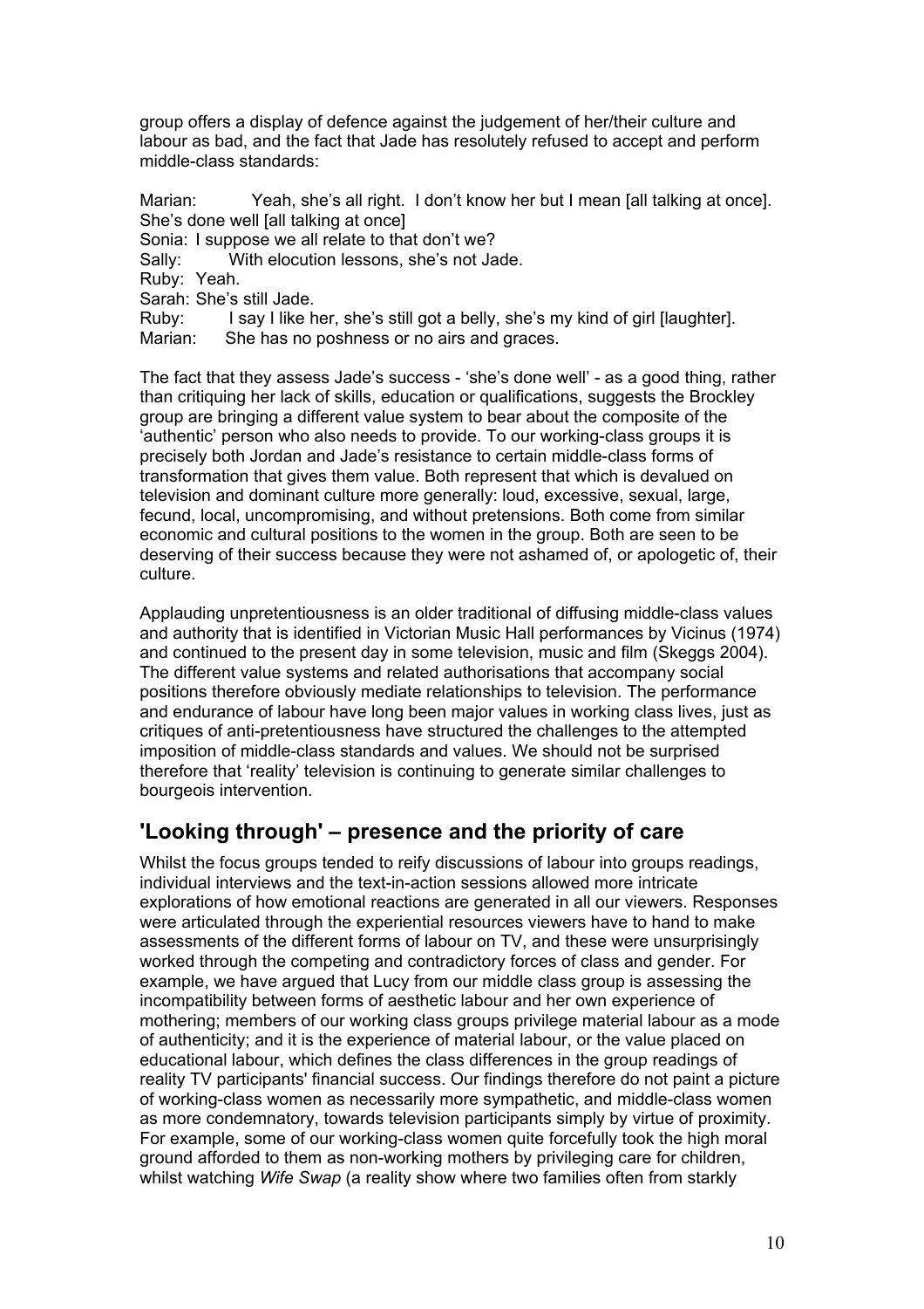group offers a display of defence against the judgement of her/their culture and labour as bad, and the fact that Jade has resolutely refused to accept and perform middle-class standards:

Marian: Yeah, she's all right. I don't know her but I mean [all talking at once]. She's done well [all talking at once]
Sonia: I suppose we all relate to that don't we?
Sally: With elocution lessons, she's not Jade.
Ruby: Yeah.
Sarah: She's still Jade.
Ruby: I say I like her, she's still got a belly, she's my kind of girl [laughter].
Marian: She has no poshness or no airs and graces.

The fact that they assess Jade's success - 'she's done well' - as a good thing, rather than critiquing her lack of skills, education or qualifications, suggests the Brockley group are bringing a different value system to bear about the composite of the 'authentic' person who also needs to provide. To our working-class groups it is precisely both Jordan and Jade's resistance to certain middle-class forms of transformation that gives them value. Both represent that which is devalued on television and dominant culture more generally: loud, excessive, sexual, large, fecund, local, uncompromising, and without pretensions. Both come from similar economic and cultural positions to the women in the group. Both are seen to be deserving of their success because they were not ashamed of, or apologetic of, their culture.

Applauding unpretentiousness is an older traditional of diffusing middle-class values and authority that is identified in Victorian Music Hall performances by Vicinus (1974) and continued to the present day in some television, music and film (Skeggs 2004). The different value systems and related authorisations that accompany social positions therefore obviously mediate relationships to television. The performance and endurance of labour have long been major values in working class lives, just as critiques of anti-pretentiousness have structured the challenges to the attempted imposition of middle-class standards and values. We should not be surprised therefore that 'reality' television is continuing to generate similar challenges to bourgeois intervention.

## 'Looking through' – presence and the priority of care

Whilst the focus groups tended to reify discussions of labour into groups readings, individual interviews and the text-in-action sessions allowed more intricate explorations of how emotional reactions are generated in all our viewers. Responses were articulated through the experiential resources viewers have to hand to make assessments of the different forms of labour on TV, and these were unsurprisingly worked through the competing and contradictory forces of class and gender. For example, we have argued that Lucy from our middle class group is assessing the incompatibility between forms of aesthetic labour and her own experience of mothering; members of our working class groups privilege material labour as a mode of authenticity; and it is the experience of material labour, or the value placed on educational labour, which defines the class differences in the group readings of reality TV participants' financial success. Our findings therefore do not paint a picture of working-class women as necessarily more sympathetic, and middle-class women as more condemnatory, towards television participants simply by virtue of proximity. For example, some of our working-class women quite forcefully took the high moral ground afforded to them as non-working mothers by privileging care for children, whilst watching *Wife Swap* (a reality show where two families often from starkly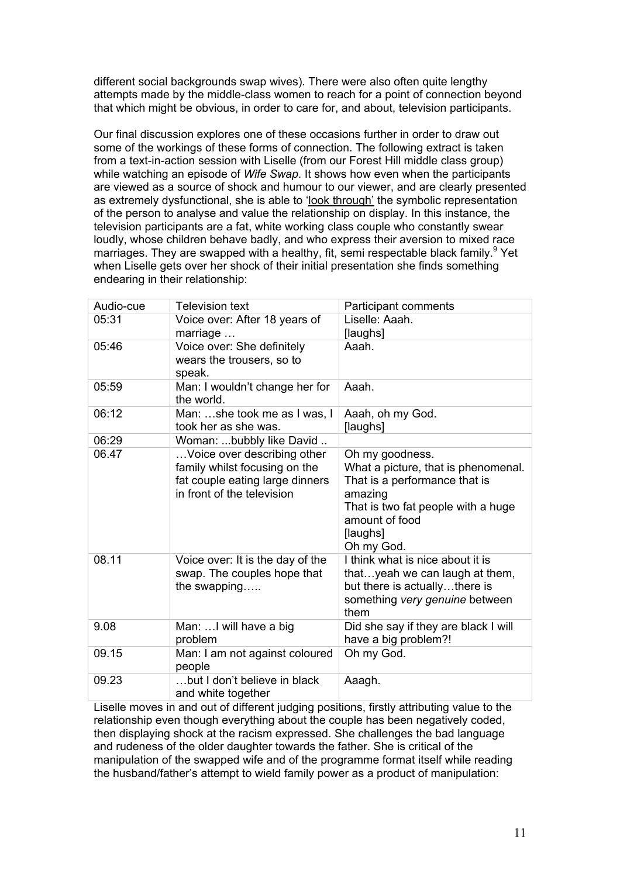different social backgrounds swap wives). There were also often quite lengthy attempts made by the middle-class women to reach for a point of connection beyond that which might be obvious, in order to care for, and about, television participants.

Our final discussion explores one of these occasions further in order to draw out some of the workings of these forms of connection. The following extract is taken from a text-in-action session with Liselle (from our Forest Hill middle class group) while watching an episode of *Wife Swap*. It shows how even when the participants are viewed as a source of shock and humour to our viewer, and are clearly presented as extremely dysfunctional, she is able to 'look through' the symbolic representation of the person to analyse and value the relationship on display. In this instance, the television participants are a fat, white working class couple who constantly swear loudly, whose children behave badly, and who express their aversion to mixed race marriages. They are swapped with a healthy, fit, semi respectable black family.[9] Yet when Liselle gets over her shock of their initial presentation she finds something endearing in their relationship:

| Audio-cue | Television text | Participant comments |
| --- | --- | --- |
| 05:31 | Voice over: After 18 years of marriage … | Liselle: Aaah.<br>[laughs] |
| 05:46 | Voice over: She definitely wears the trousers, so to speak. | Aaah. |
| 05:59 | Man: I wouldn't change her for the world. | Aaah. |
| 06:12 | Man: …she took me as I was, I took her as she was. | Aaah, oh my God.<br>[laughs] |
| 06:29 | Woman: ...bubbly like David .. | |
| 06.47 | …Voice over describing other family whilst focusing on the fat couple eating large dinners in front of the television | Oh my goodness.<br>What a picture, that is phenomenal.<br>That is a performance that is amazing<br>That is two fat people with a huge amount of food<br>[laughs]<br>Oh my God. |
| 08.11 | Voice over: It is the day of the swap. The couples hope that the swapping….. | I think what is nice about it is that…yeah we can laugh at them, but there is actually…there is something *very genuine* between them |
| 9.08 | Man: …I will have a big problem | Did she say if they are black I will have a big problem?! |
| 09.15 | Man: I am not against coloured people | Oh my God. |
| 09.23 | …but I don't believe in black and white together | Aaagh. |

Liselle moves in and out of different judging positions, firstly attributing value to the relationship even though everything about the couple has been negatively coded, then displaying shock at the racism expressed. She challenges the bad language and rudeness of the older daughter towards the father. She is critical of the manipulation of the swapped wife and of the programme format itself while reading the husband/father's attempt to wield family power as a product of manipulation: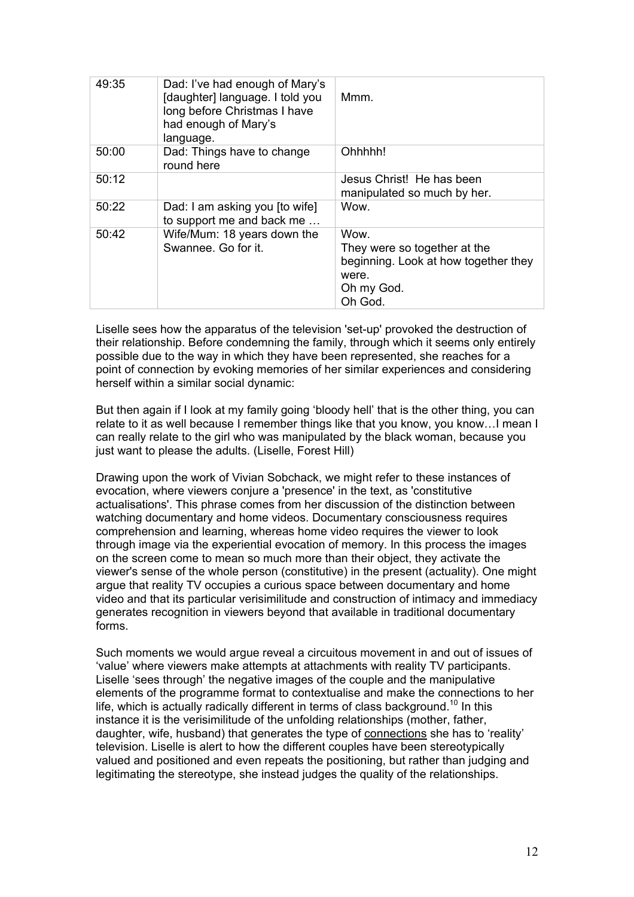| | | |
|---|---|---|
| 49:35 | Dad: I've had enough of Mary's [daughter] language. I told you long before Christmas I have had enough of Mary's language. | Mmm. |
| 50:00 | Dad: Things have to change round here | Ohhhhh! |
| 50:12 | | Jesus Christ! He has been manipulated so much by her. |
| 50:22 | Dad: I am asking you [to wife] to support me and back me … | Wow. |
| 50:42 | Wife/Mum: 18 years down the Swannee. Go for it. | Wow.<br>They were so together at the beginning. Look at how together they were.<br>Oh my God.<br>Oh God. |

Liselle sees how the apparatus of the television 'set-up' provoked the destruction of their relationship. Before condemning the family, through which it seems only entirely possible due to the way in which they have been represented, she reaches for a point of connection by evoking memories of her similar experiences and considering herself within a similar social dynamic:

But then again if I look at my family going 'bloody hell' that is the other thing, you can relate to it as well because I remember things like that you know, you know…I mean I can really relate to the girl who was manipulated by the black woman, because you just want to please the adults. (Liselle, Forest Hill)

Drawing upon the work of Vivian Sobchack, we might refer to these instances of evocation, where viewers conjure a 'presence' in the text, as 'constitutive actualisations'. This phrase comes from her discussion of the distinction between watching documentary and home videos. Documentary consciousness requires comprehension and learning, whereas home video requires the viewer to look through image via the experiential evocation of memory. In this process the images on the screen come to mean so much more than their object, they activate the viewer's sense of the whole person (constitutive) in the present (actuality). One might argue that reality TV occupies a curious space between documentary and home video and that its particular verisimilitude and construction of intimacy and immediacy generates recognition in viewers beyond that available in traditional documentary forms.

Such moments we would argue reveal a circuitous movement in and out of issues of 'value' where viewers make attempts at attachments with reality TV participants. Liselle 'sees through' the negative images of the couple and the manipulative elements of the programme format to contextualise and make the connections to her life, which is actually radically different in terms of class background.[10] In this instance it is the verisimilitude of the unfolding relationships (mother, father, daughter, wife, husband) that generates the type of connections she has to 'reality' television. Liselle is alert to how the different couples have been stereotypically valued and positioned and even repeats the positioning, but rather than judging and legitimating the stereotype, she instead judges the quality of the relationships.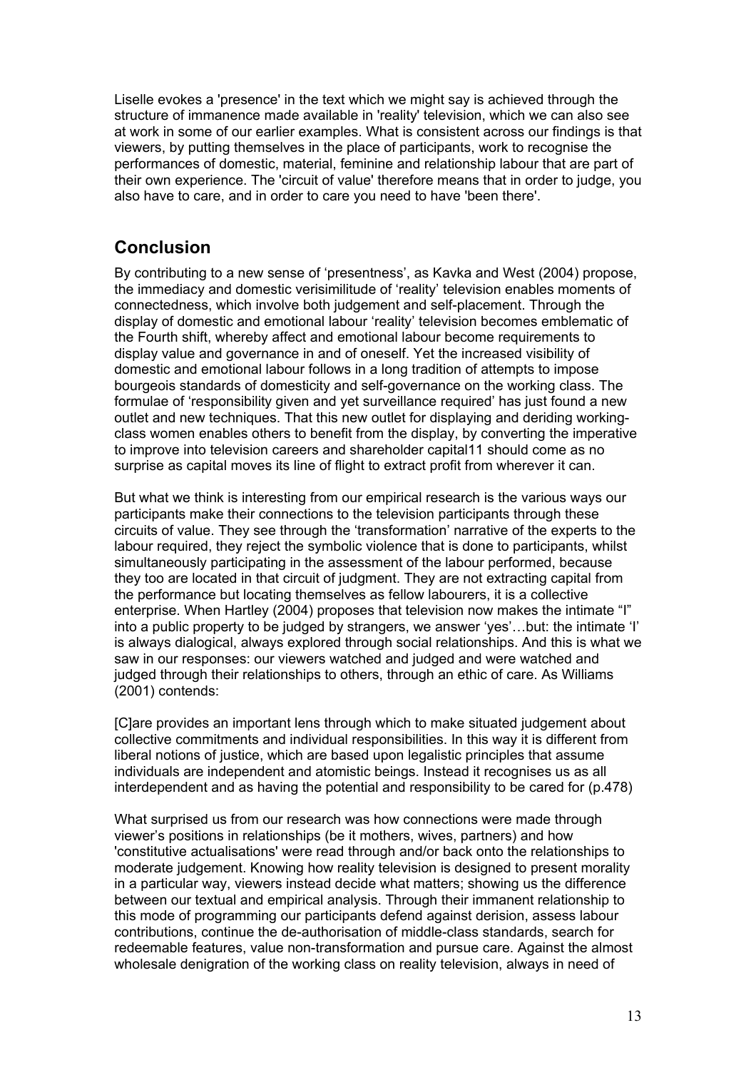Liselle evokes a 'presence' in the text which we might say is achieved through the structure of immanence made available in 'reality' television, which we can also see at work in some of our earlier examples. What is consistent across our findings is that viewers, by putting themselves in the place of participants, work to recognise the performances of domestic, material, feminine and relationship labour that are part of their own experience. The 'circuit of value' therefore means that in order to judge, you also have to care, and in order to care you need to have 'been there'.

## Conclusion

By contributing to a new sense of 'presentness', as Kavka and West (2004) propose, the immediacy and domestic verisimilitude of 'reality' television enables moments of connectedness, which involve both judgement and self-placement. Through the display of domestic and emotional labour 'reality' television becomes emblematic of the Fourth shift, whereby affect and emotional labour become requirements to display value and governance in and of oneself. Yet the increased visibility of domestic and emotional labour follows in a long tradition of attempts to impose bourgeois standards of domesticity and self-governance on the working class. The formulae of 'responsibility given and yet surveillance required' has just found a new outlet and new techniques. That this new outlet for displaying and deriding working-class women enables others to benefit from the display, by converting the imperative to improve into television careers and shareholder capital11 should come as no surprise as capital moves its line of flight to extract profit from wherever it can.

But what we think is interesting from our empirical research is the various ways our participants make their connections to the television participants through these circuits of value. They see through the 'transformation' narrative of the experts to the labour required, they reject the symbolic violence that is done to participants, whilst simultaneously participating in the assessment of the labour performed, because they too are located in that circuit of judgment. They are not extracting capital from the performance but locating themselves as fellow labourers, it is a collective enterprise. When Hartley (2004) proposes that television now makes the intimate "I" into a public property to be judged by strangers, we answer 'yes'…but: the intimate 'I' is always dialogical, always explored through social relationships. And this is what we saw in our responses: our viewers watched and judged and were watched and judged through their relationships to others, through an ethic of care. As Williams (2001) contends:

[C]are provides an important lens through which to make situated judgement about collective commitments and individual responsibilities. In this way it is different from liberal notions of justice, which are based upon legalistic principles that assume individuals are independent and atomistic beings. Instead it recognises us as all interdependent and as having the potential and responsibility to be cared for (p.478)

What surprised us from our research was how connections were made through viewer's positions in relationships (be it mothers, wives, partners) and how 'constitutive actualisations' were read through and/or back onto the relationships to moderate judgement. Knowing how reality television is designed to present morality in a particular way, viewers instead decide what matters; showing us the difference between our textual and empirical analysis. Through their immanent relationship to this mode of programming our participants defend against derision, assess labour contributions, continue the de-authorisation of middle-class standards, search for redeemable features, value non-transformation and pursue care. Against the almost wholesale denigration of the working class on reality television, always in need of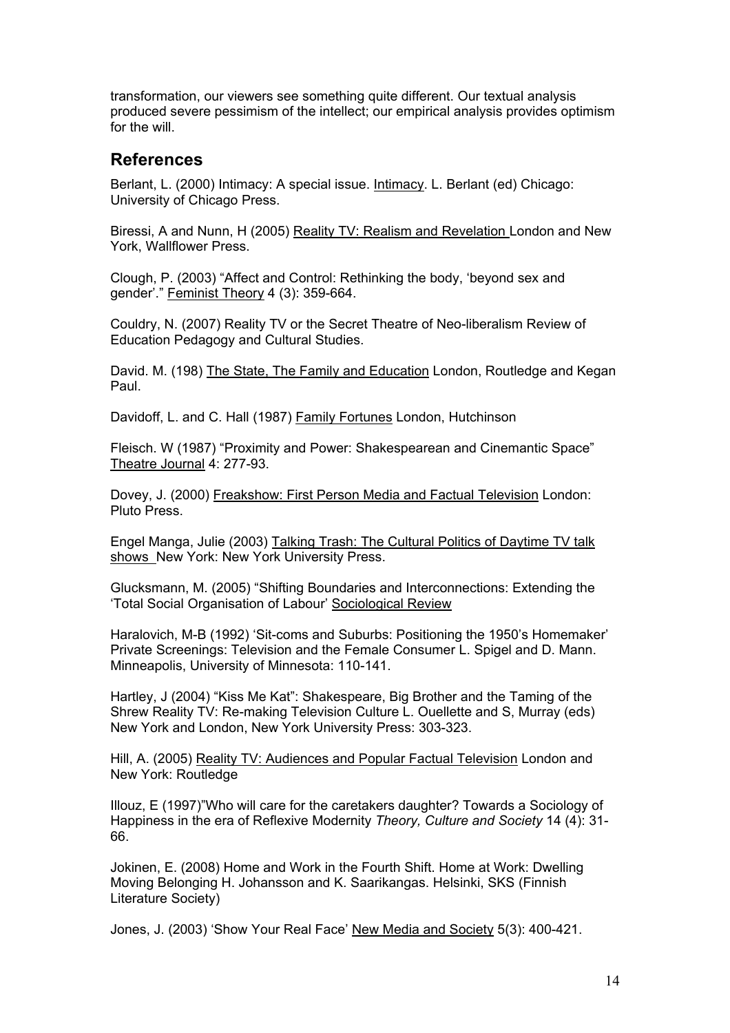transformation, our viewers see something quite different. Our textual analysis produced severe pessimism of the intellect; our empirical analysis provides optimism for the will.

## References

Berlant, L. (2000) Intimacy: A special issue. Intimacy. L. Berlant (ed) Chicago: University of Chicago Press.

Biressi, A and Nunn, H (2005) Reality TV: Realism and Revelation London and New York, Wallflower Press.

Clough, P. (2003) "Affect and Control: Rethinking the body, 'beyond sex and gender'." Feminist Theory 4 (3): 359-664.

Couldry, N. (2007) Reality TV or the Secret Theatre of Neo-liberalism Review of Education Pedagogy and Cultural Studies.

David. M. (198) The State, The Family and Education London, Routledge and Kegan Paul.

Davidoff, L. and C. Hall (1987) Family Fortunes London, Hutchinson

Fleisch. W (1987) "Proximity and Power: Shakespearean and Cinemantic Space" Theatre Journal 4: 277-93.

Dovey, J. (2000) Freakshow: First Person Media and Factual Television London: Pluto Press.

Engel Manga, Julie (2003) Talking Trash: The Cultural Politics of Daytime TV talk shows New York: New York University Press.

Glucksmann, M. (2005) "Shifting Boundaries and Interconnections: Extending the 'Total Social Organisation of Labour' Sociological Review

Haralovich, M-B (1992) 'Sit-coms and Suburbs: Positioning the 1950's Homemaker' Private Screenings: Television and the Female Consumer L. Spigel and D. Mann. Minneapolis, University of Minnesota: 110-141.

Hartley, J (2004) "Kiss Me Kat": Shakespeare, Big Brother and the Taming of the Shrew Reality TV: Re-making Television Culture L. Ouellette and S, Murray (eds) New York and London, New York University Press: 303-323.

Hill, A. (2005) Reality TV: Audiences and Popular Factual Television London and New York: Routledge

Illouz, E (1997)"Who will care for the caretakers daughter? Towards a Sociology of Happiness in the era of Reflexive Modernity *Theory, Culture and Society* 14 (4): 31-66.

Jokinen, E. (2008) Home and Work in the Fourth Shift. Home at Work: Dwelling Moving Belonging H. Johansson and K. Saarikangas. Helsinki, SKS (Finnish Literature Society)

Jones, J. (2003) 'Show Your Real Face' New Media and Society 5(3): 400-421.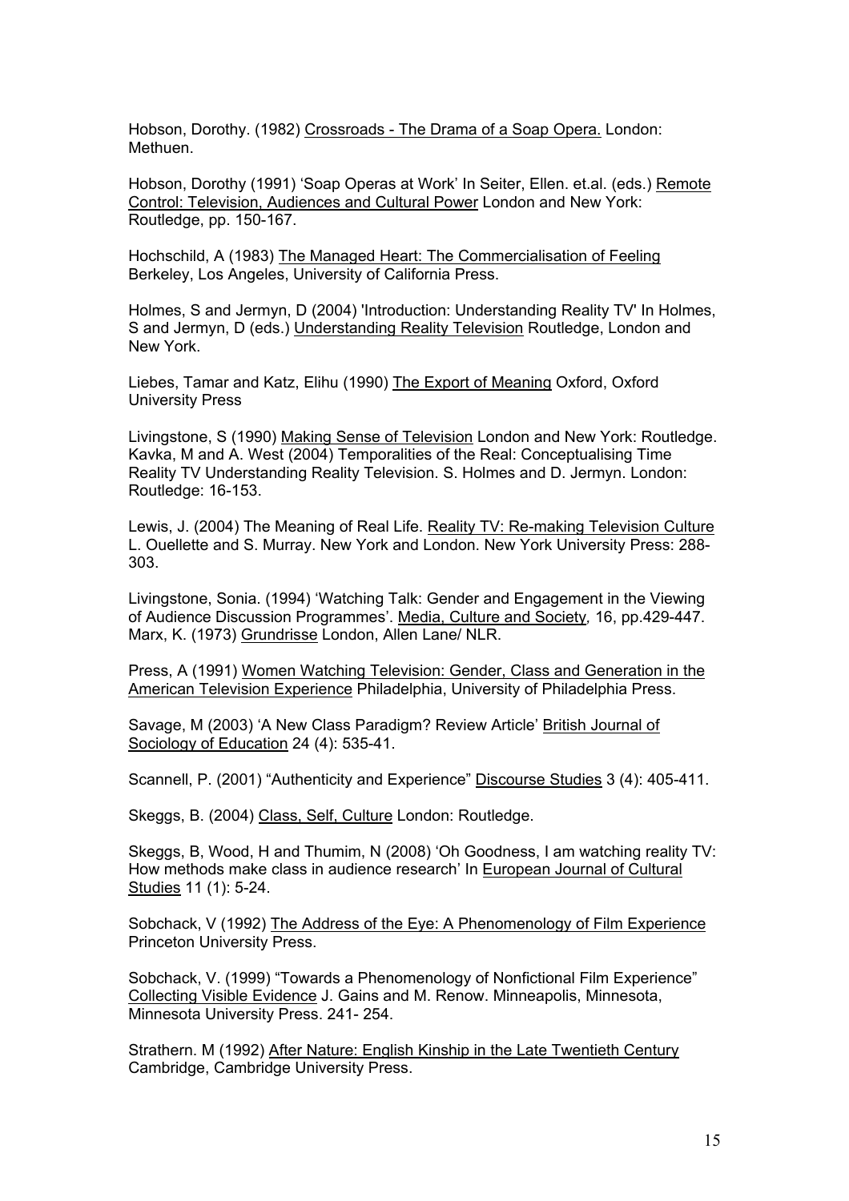Hobson, Dorothy. (1982) Crossroads - The Drama of a Soap Opera. London: Methuen.

Hobson, Dorothy (1991) 'Soap Operas at Work' In Seiter, Ellen. et.al. (eds.) Remote Control: Television, Audiences and Cultural Power London and New York: Routledge, pp. 150-167.

Hochschild, A (1983) The Managed Heart: The Commercialisation of Feeling Berkeley, Los Angeles, University of California Press.

Holmes, S and Jermyn, D (2004) 'Introduction: Understanding Reality TV' In Holmes, S and Jermyn, D (eds.) Understanding Reality Television Routledge, London and New York.

Liebes, Tamar and Katz, Elihu (1990) The Export of Meaning Oxford, Oxford University Press

Livingstone, S (1990) Making Sense of Television London and New York: Routledge.
Kavka, M and A. West (2004) Temporalities of the Real: Conceptualising Time Reality TV Understanding Reality Television. S. Holmes and D. Jermyn. London: Routledge: 16-153.

Lewis, J. (2004) The Meaning of Real Life. Reality TV: Re-making Television Culture L. Ouellette and S. Murray. New York and London. New York University Press: 288-303.

Livingstone, Sonia. (1994) 'Watching Talk: Gender and Engagement in the Viewing of Audience Discussion Programmes'. Media, Culture and Society, 16, pp.429-447.
Marx, K. (1973) Grundrisse London, Allen Lane/ NLR.

Press, A (1991) Women Watching Television: Gender, Class and Generation in the American Television Experience Philadelphia, University of Philadelphia Press.

Savage, M (2003) 'A New Class Paradigm? Review Article' British Journal of Sociology of Education 24 (4): 535-41.

Scannell, P. (2001) "Authenticity and Experience" Discourse Studies 3 (4): 405-411.

Skeggs, B. (2004) Class, Self, Culture London: Routledge.

Skeggs, B, Wood, H and Thumim, N (2008) 'Oh Goodness, I am watching reality TV: How methods make class in audience research' In European Journal of Cultural Studies 11 (1): 5-24.

Sobchack, V (1992) The Address of the Eye: A Phenomenology of Film Experience Princeton University Press.

Sobchack, V. (1999) "Towards a Phenomenology of Nonfictional Film Experience" Collecting Visible Evidence J. Gains and M. Renow. Minneapolis, Minnesota, Minnesota University Press. 241- 254.

Strathern. M (1992) After Nature: English Kinship in the Late Twentieth Century Cambridge, Cambridge University Press.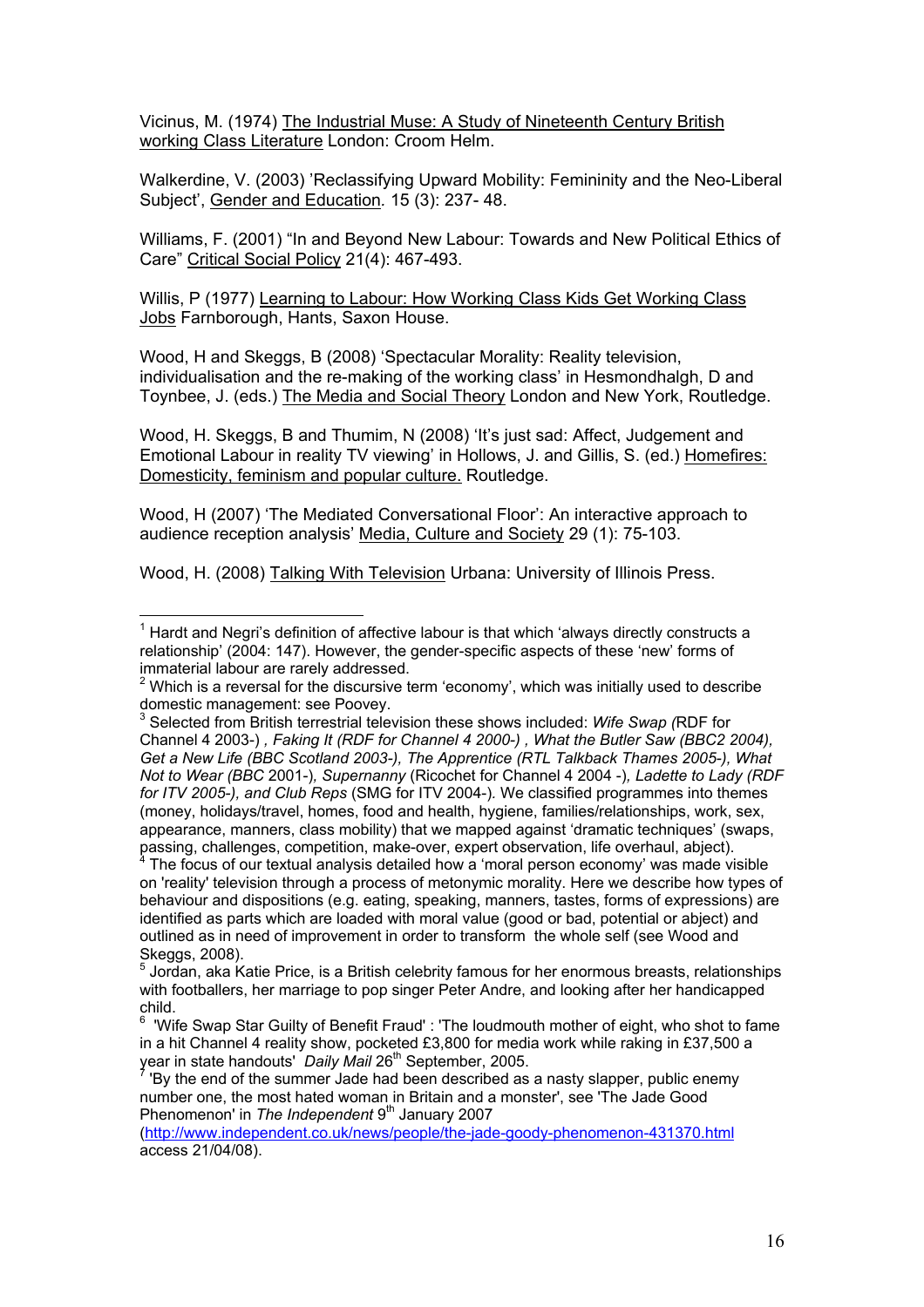Vicinus, M. (1974) The Industrial Muse: A Study of Nineteenth Century British working Class Literature London: Croom Helm.

Walkerdine, V. (2003) 'Reclassifying Upward Mobility: Femininity and the Neo-Liberal Subject', Gender and Education. 15 (3): 237- 48.

Williams, F. (2001) "In and Beyond New Labour: Towards and New Political Ethics of Care" Critical Social Policy 21(4): 467-493.

Willis, P (1977) Learning to Labour: How Working Class Kids Get Working Class Jobs Farnborough, Hants, Saxon House.

Wood, H and Skeggs, B (2008) 'Spectacular Morality: Reality television, individualisation and the re-making of the working class' in Hesmondhalgh, D and Toynbee, J. (eds.) The Media and Social Theory London and New York, Routledge.

Wood, H. Skeggs, B and Thumim, N (2008) 'It's just sad: Affect, Judgement and Emotional Labour in reality TV viewing' in Hollows, J. and Gillis, S. (ed.) Homefires: Domesticity, feminism and popular culture. Routledge.

Wood, H (2007) 'The Mediated Conversational Floor': An interactive approach to audience reception analysis' Media, Culture and Society 29 (1): 75-103.

Wood, H. (2008) Talking With Television Urbana: University of Illinois Press.

---

[1] Hardt and Negri's definition of affective labour is that which 'always directly constructs a relationship' (2004: 147). However, the gender-specific aspects of these 'new' forms of immaterial labour are rarely addressed.

[2] Which is a reversal for the discursive term 'economy', which was initially used to describe domestic management: see Poovey.

[3] Selected from British terrestrial television these shows included: *Wife Swap (*RDF for Channel 4 2003-) *, Faking It (RDF for Channel 4 2000-) , What the Butler Saw (BBC2 2004), Get a New Life (BBC Scotland 2003-), The Apprentice (RTL Talkback Thames 2005-), What Not to Wear (BBC* 2001-)*, Supernanny* (Ricochet for Channel 4 2004 -)*, Ladette to Lady (RDF for ITV 2005-), and Club Reps* (SMG for ITV 2004-). We classified programmes into themes (money, holidays/travel, homes, food and health, hygiene, families/relationships, work, sex, appearance, manners, class mobility) that we mapped against 'dramatic techniques' (swaps, passing, challenges, competition, make-over, expert observation, life overhaul, abject).

[4] The focus of our textual analysis detailed how a 'moral person economy' was made visible on 'reality' television through a process of metonymic morality. Here we describe how types of behaviour and dispositions (e.g. eating, speaking, manners, tastes, forms of expressions) are identified as parts which are loaded with moral value (good or bad, potential or abject) and outlined as in need of improvement in order to transform the whole self (see Wood and Skeggs, 2008).

[5] Jordan, aka Katie Price, is a British celebrity famous for her enormous breasts, relationships with footballers, her marriage to pop singer Peter Andre, and looking after her handicapped child.

[6] 'Wife Swap Star Guilty of Benefit Fraud' : 'The loudmouth mother of eight, who shot to fame in a hit Channel 4 reality show, pocketed £3,800 for media work while raking in £37,500 a year in state handouts' *Daily Mail* 26th September, 2005.

[7] 'By the end of the summer Jade had been described as a nasty slapper, public enemy number one, the most hated woman in Britain and a monster', see 'The Jade Good Phenomenon' in *The Independent* 9th January 2007 (http://www.independent.co.uk/news/people/the-jade-goody-phenomenon-431370.html access 21/04/08).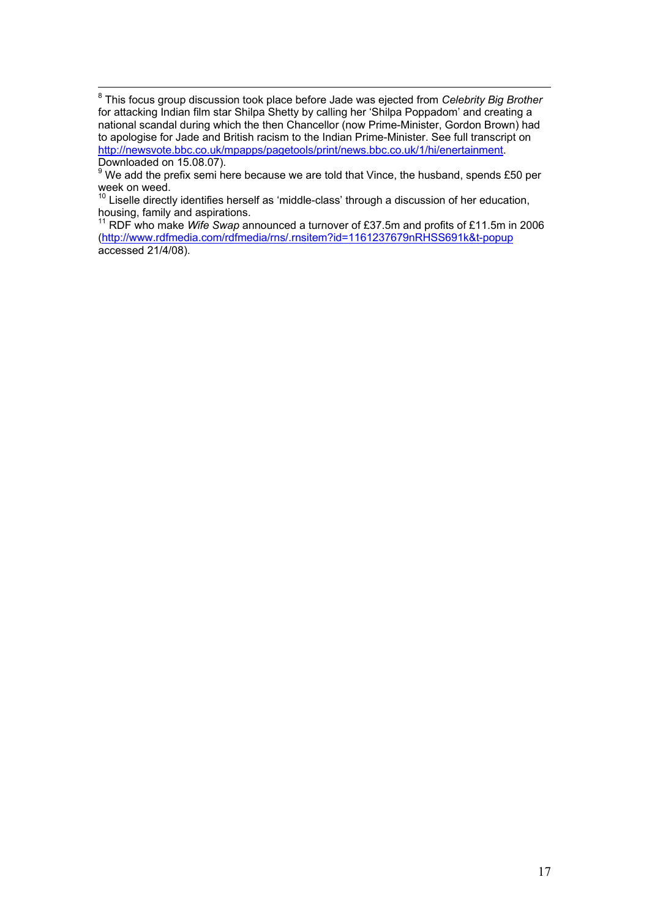[8] This focus group discussion took place before Jade was ejected from *Celebrity Big Brother* for attacking Indian film star Shilpa Shetty by calling her 'Shilpa Poppadom' and creating a national scandal during which the then Chancellor (now Prime-Minister, Gordon Brown) had to apologise for Jade and British racism to the Indian Prime-Minister. See full transcript on http://newsvote.bbc.co.uk/mpapps/pagetools/print/news.bbc.co.uk/1/hi/enertainment. Downloaded on 15.08.07).

[9] We add the prefix semi here because we are told that Vince, the husband, spends £50 per week on weed.

[10] Liselle directly identifies herself as 'middle-class' through a discussion of her education, housing, family and aspirations.

[11] RDF who make *Wife Swap* announced a turnover of £37.5m and profits of £11.5m in 2006 (http://www.rdfmedia.com/rdfmedia/rns/.rnsitem?id=1161237679nRHSS691k&t-popup accessed 21/4/08).